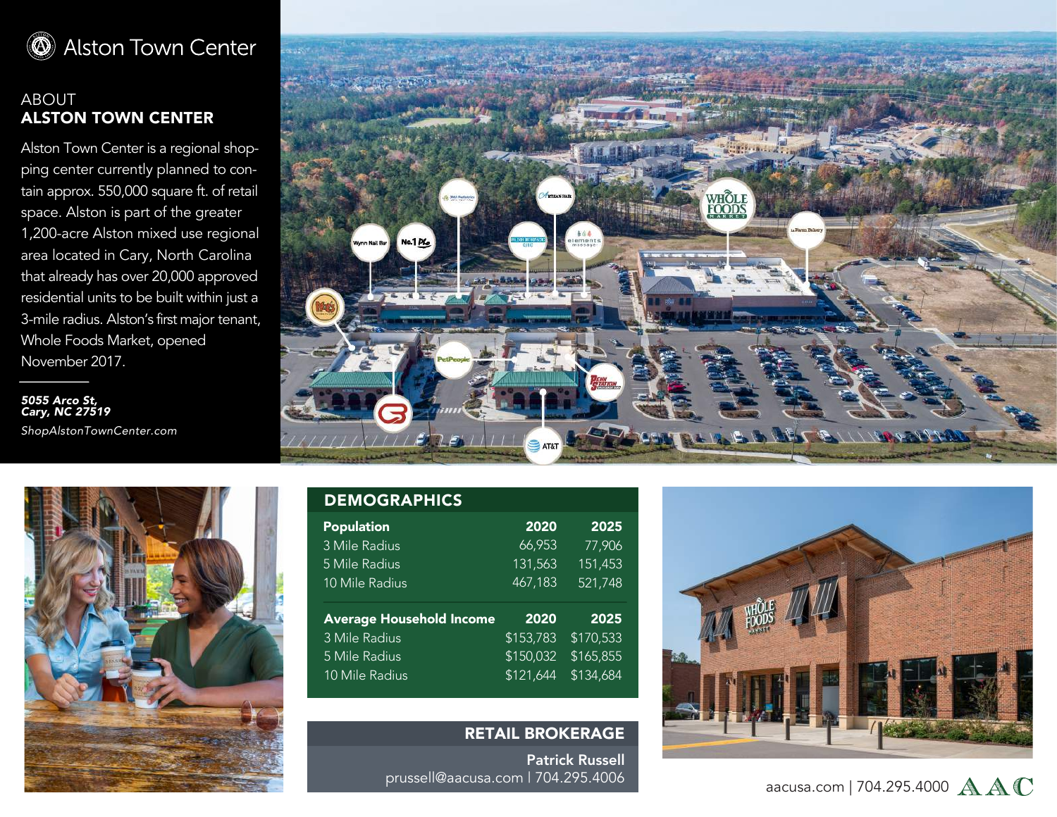# Alston Town Center

## ABOUT
## ALSTON TOWN CENTER

Alston Town Center is a regional shopping center currently planned to contain approx. 550,000 square ft. of retail space. Alston is part of the greater 1,200-acre Alston mixed use regional area located in Cary, North Carolina that already has over 20,000 approved residential units to be built within just a 3-mile radius. Alston's first major tenant, Whole Foods Market, opened November 2017.

***5055 Arco St,***
***Cary, NC 27519***

*ShopAlstonTownCenter.com*

## DEMOGRAPHICS

| Population | 2020 | 2025 |
| --- | --- | --- |
| 3 Mile Radius | 66,953 | 77,906 |
| 5 Mile Radius | 131,563 | 151,453 |
| 10 Mile Radius | 467,183 | 521,748 |

| Average Household Income | 2020 | 2025 |
| --- | --- | --- |
| 3 Mile Radius | $153,783 | $170,533 |
| 5 Mile Radius | $150,032 | $165,855 |
| 10 Mile Radius | $121,644 | $134,684 |

## RETAIL BROKERAGE

**Patrick Russell**
prussell@aacusa.com | 704.295.4006

aacusa.com | 704.295.4000 AAC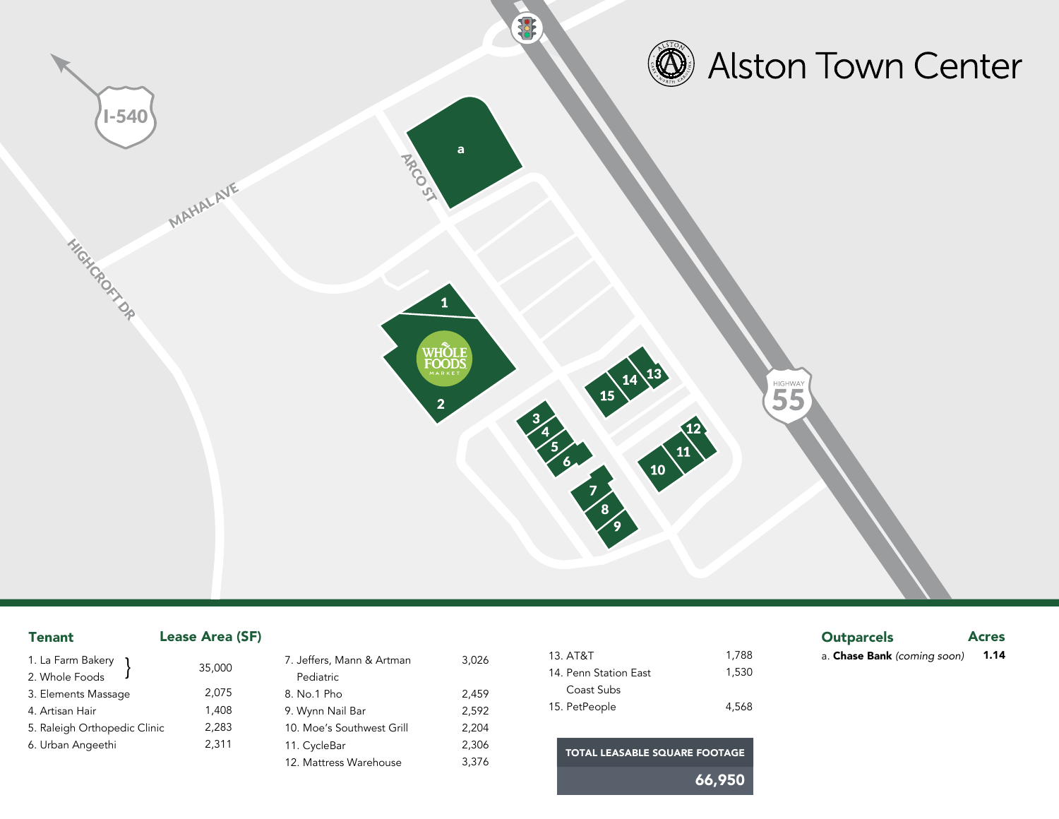# Alston Town Center

I-540

MAHAL AVE

HIGHCROFT DR

ARCO ST

HIGHWAY 55

| Tenant | Lease Area (SF) |
|---|---|
| 1. La Farm Bakery<br>2. Whole Foods | 35,000 |
| 3. Elements Massage | 2,075 |
| 4. Artisan Hair | 1,408 |
| 5. Raleigh Orthopedic Clinic | 2,283 |
| 6. Urban Angeethi | 2,311 |
| 7. Jeffers, Mann & Artman Pediatric | 3,026 |
| 8. No.1 Pho | 2,459 |
| 9. Wynn Nail Bar | 2,592 |
| 10. Moe's Southwest Grill | 2,204 |
| 11. CycleBar | 2,306 |
| 12. Mattress Warehouse | 3,376 |
| 13. AT&T | 1,788 |
| 14. Penn Station East Coast Subs | 1,530 |
| 15. PetPeople | 4,568 |

**TOTAL LEASABLE SQUARE FOOTAGE**

**66,950**

| Outparcels | Acres |
|---|---|
| a. **Chase Bank** *(coming soon)* | **1.14** |